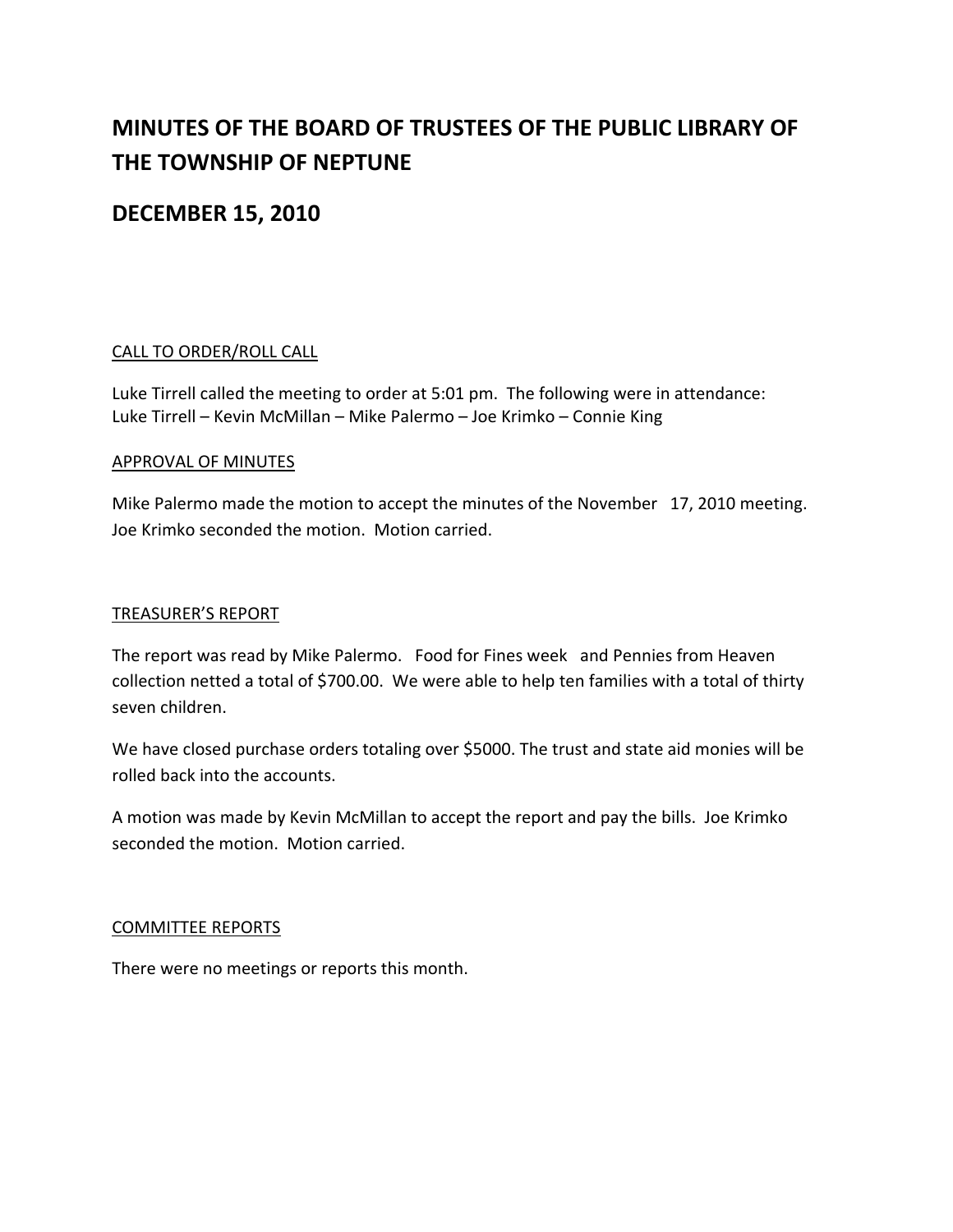# MINUTES OF THE BOARD OF TRUSTEES OF THE PUBLIC LIBRARY OF THE TOWNSHIP OF NEPTUNE

## DECEMBER 15, 2010

### CALL TO ORDER/ROLL CALL

Luke Tirrell called the meeting to order at 5:01 pm. The following were in attendance:
Luke Tirrell – Kevin McMillan – Mike Palermo – Joe Krimko – Connie King

### APPROVAL OF MINUTES

Mike Palermo made the motion to accept the minutes of the November 17, 2010 meeting. Joe Krimko seconded the motion. Motion carried.

### TREASURER'S REPORT

The report was read by Mike Palermo. Food for Fines week and Pennies from Heaven collection netted a total of $700.00. We were able to help ten families with a total of thirty seven children.

We have closed purchase orders totaling over $5000. The trust and state aid monies will be rolled back into the accounts.

A motion was made by Kevin McMillan to accept the report and pay the bills. Joe Krimko seconded the motion. Motion carried.

### COMMITTEE REPORTS

There were no meetings or reports this month.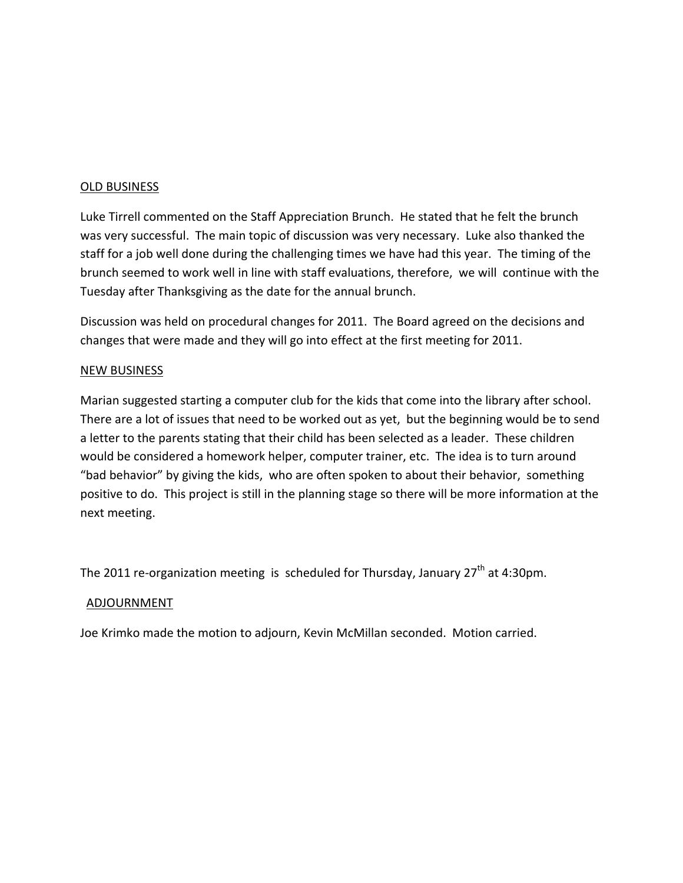## OLD BUSINESS

Luke Tirrell commented on the Staff Appreciation Brunch. He stated that he felt the brunch was very successful. The main topic of discussion was very necessary. Luke also thanked the staff for a job well done during the challenging times we have had this year. The timing of the brunch seemed to work well in line with staff evaluations, therefore, we will continue with the Tuesday after Thanksgiving as the date for the annual brunch.

Discussion was held on procedural changes for 2011. The Board agreed on the decisions and changes that were made and they will go into effect at the first meeting for 2011.

## NEW BUSINESS

Marian suggested starting a computer club for the kids that come into the library after school. There are a lot of issues that need to be worked out as yet, but the beginning would be to send a letter to the parents stating that their child has been selected as a leader. These children would be considered a homework helper, computer trainer, etc. The idea is to turn around "bad behavior" by giving the kids, who are often spoken to about their behavior, something positive to do. This project is still in the planning stage so there will be more information at the next meeting.

The 2011 re-organization meeting is scheduled for Thursday, January 27th at 4:30pm.

## ADJOURNMENT

Joe Krimko made the motion to adjourn, Kevin McMillan seconded. Motion carried.